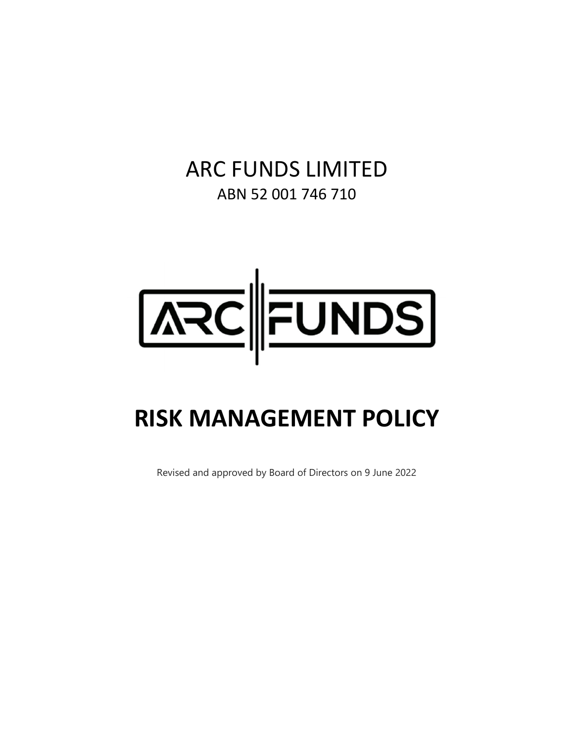# ARC FUNDS LIMITED

ABN 52 001 746 710

# RISK MANAGEMENT POLICY

Revised and approved by Board of Directors on 9 June 2022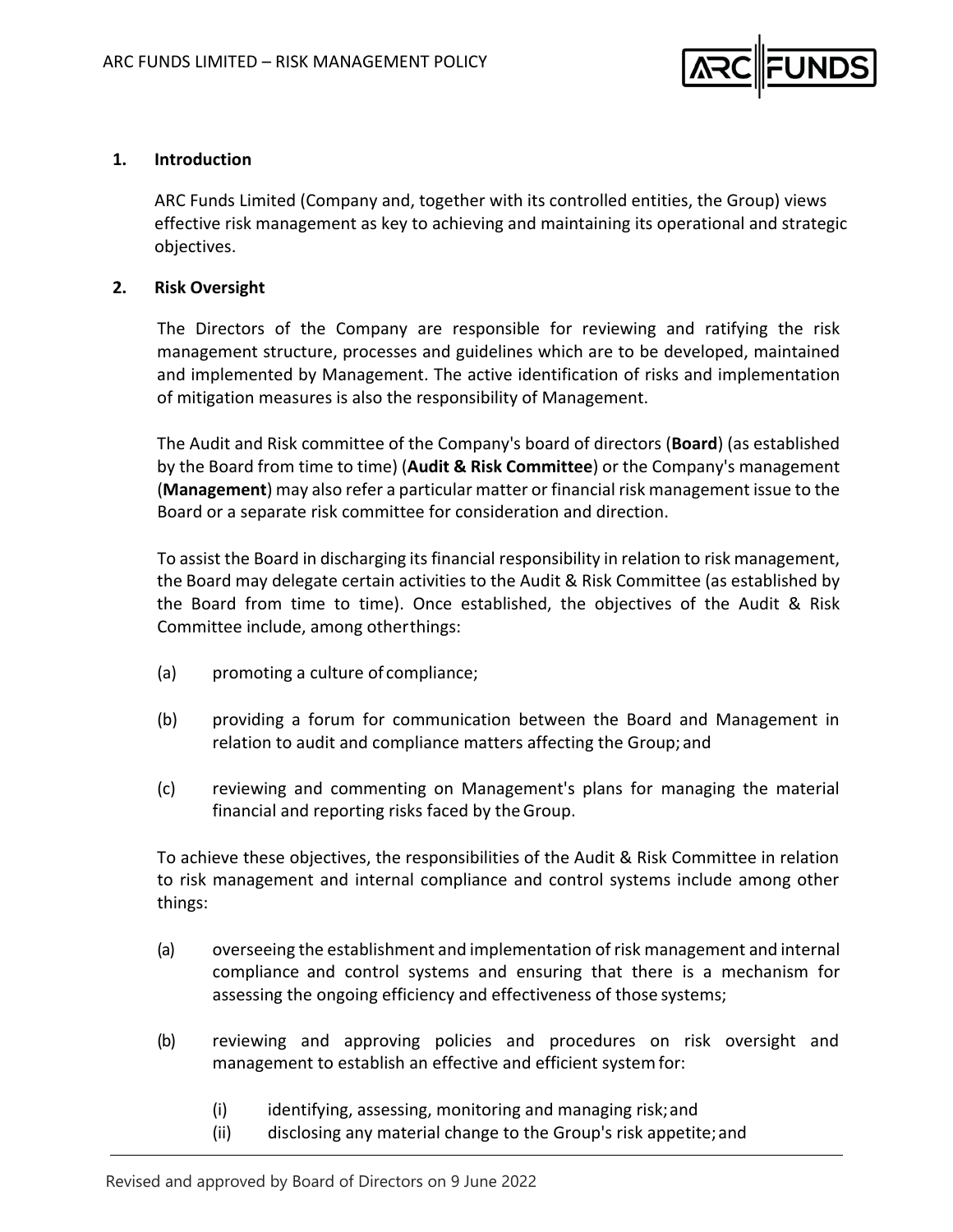## 1. Introduction

ARC Funds Limited (Company and, together with its controlled entities, the Group) views effective risk management as key to achieving and maintaining its operational and strategic objectives.

## 2. Risk Oversight

The Directors of the Company are responsible for reviewing and ratifying the risk management structure, processes and guidelines which are to be developed, maintained and implemented by Management. The active identification of risks and implementation of mitigation measures is also the responsibility of Management.

The Audit and Risk committee of the Company's board of directors (**Board**) (as established by the Board from time to time) (**Audit & Risk Committee**) or the Company's management (**Management**) may also refer a particular matter or financial risk management issue to the Board or a separate risk committee for consideration and direction.

To assist the Board in discharging its financial responsibility in relation to risk management, the Board may delegate certain activities to the Audit & Risk Committee (as established by the Board from time to time). Once established, the objectives of the Audit & Risk Committee include, among other things:

(a) promoting a culture of compliance;

(b) providing a forum for communication between the Board and Management in relation to audit and compliance matters affecting the Group; and

(c) reviewing and commenting on Management's plans for managing the material financial and reporting risks faced by the Group.

To achieve these objectives, the responsibilities of the Audit & Risk Committee in relation to risk management and internal compliance and control systems include among other things:

(a) overseeing the establishment and implementation of risk management and internal compliance and control systems and ensuring that there is a mechanism for assessing the ongoing efficiency and effectiveness of those systems;

(b) reviewing and approving policies and procedures on risk oversight and management to establish an effective and efficient system for:

  (i) identifying, assessing, monitoring and managing risk; and
  (ii) disclosing any material change to the Group's risk appetite; and

Revised and approved by Board of Directors on 9 June 2022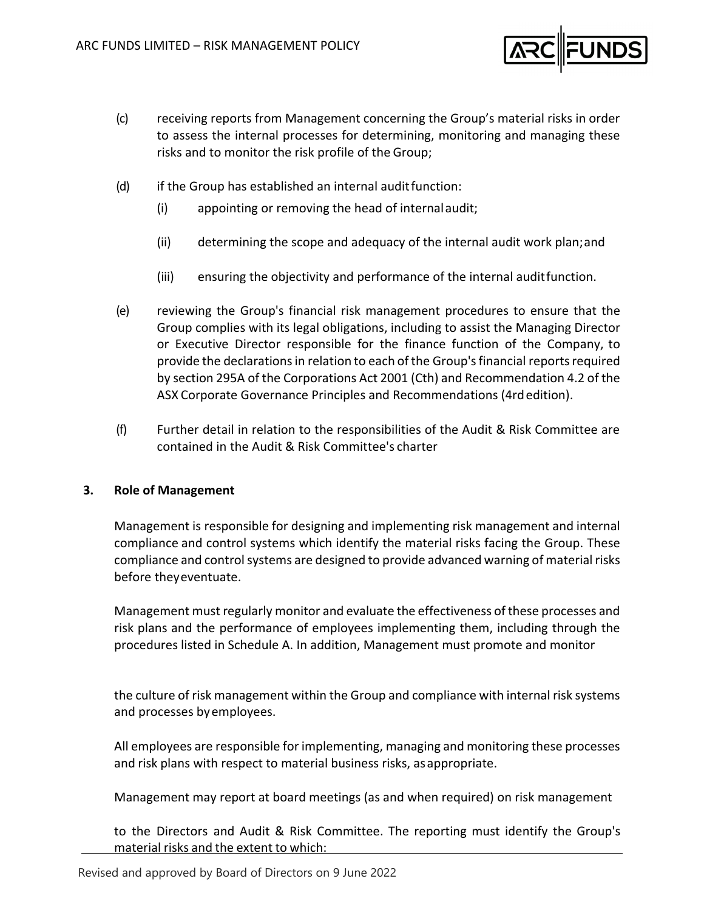(c) receiving reports from Management concerning the Group's material risks in order to assess the internal processes for determining, monitoring and managing these risks and to monitor the risk profile of the Group;

(d) if the Group has established an internal audit function:

  (i) appointing or removing the head of internal audit;

  (ii) determining the scope and adequacy of the internal audit work plan; and

  (iii) ensuring the objectivity and performance of the internal audit function.

(e) reviewing the Group's financial risk management procedures to ensure that the Group complies with its legal obligations, including to assist the Managing Director or Executive Director responsible for the finance function of the Company, to provide the declarations in relation to each of the Group's financial reports required by section 295A of the Corporations Act 2001 (Cth) and Recommendation 4.2 of the ASX Corporate Governance Principles and Recommendations (4rd edition).

(f) Further detail in relation to the responsibilities of the Audit & Risk Committee are contained in the Audit & Risk Committee's charter

## 3. Role of Management

Management is responsible for designing and implementing risk management and internal compliance and control systems which identify the material risks facing the Group. These compliance and control systems are designed to provide advanced warning of material risks before they eventuate.

Management must regularly monitor and evaluate the effectiveness of these processes and risk plans and the performance of employees implementing them, including through the procedures listed in Schedule A. In addition, Management must promote and monitor

the culture of risk management within the Group and compliance with internal risk systems and processes by employees.

All employees are responsible for implementing, managing and monitoring these processes and risk plans with respect to material business risks, as appropriate.

Management may report at board meetings (as and when required) on risk management

to the Directors and Audit & Risk Committee. The reporting must identify the Group's material risks and the extent to which: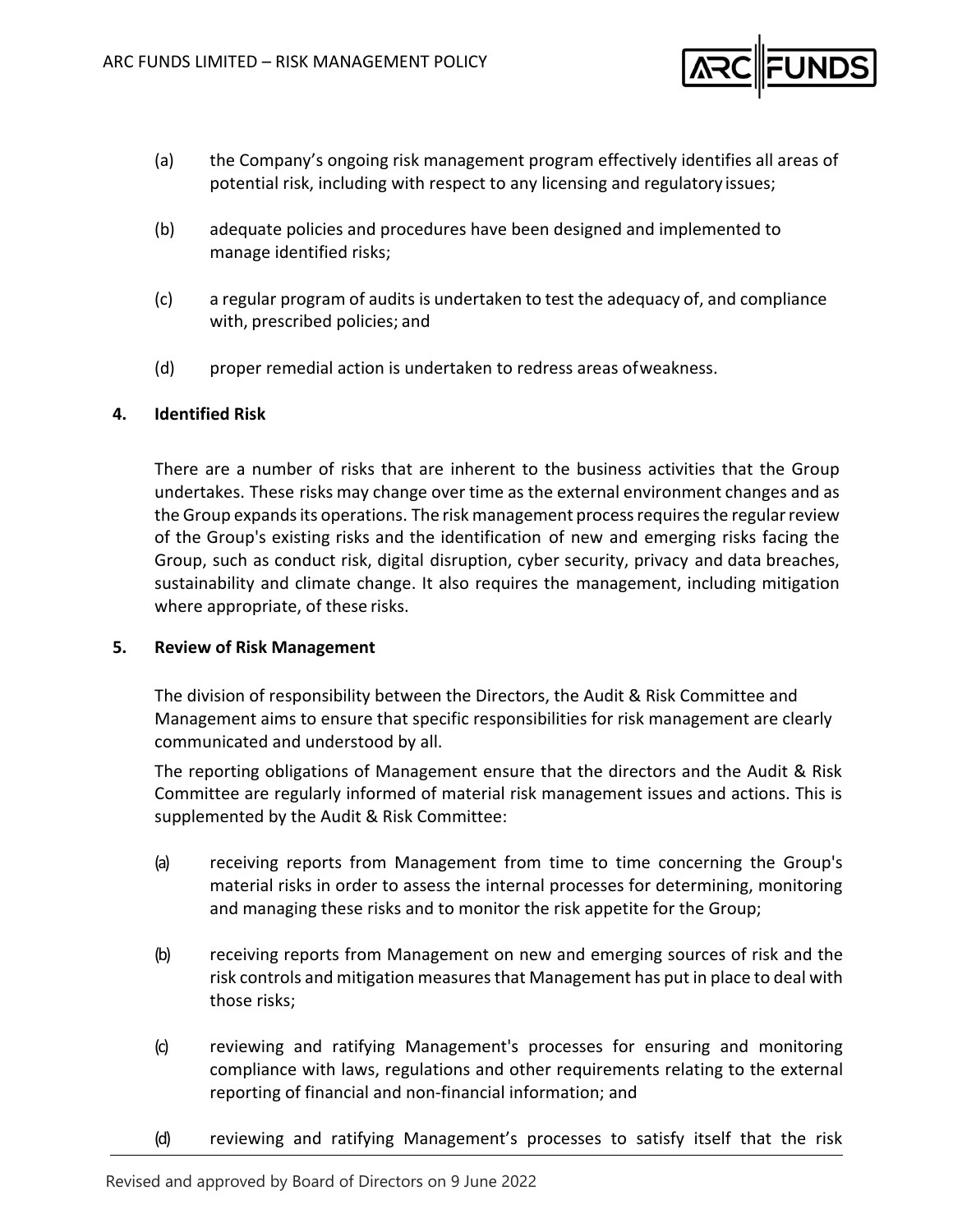(a) the Company's ongoing risk management program effectively identifies all areas of potential risk, including with respect to any licensing and regulatory issues;

(b) adequate policies and procedures have been designed and implemented to manage identified risks;

(c) a regular program of audits is undertaken to test the adequacy of, and compliance with, prescribed policies; and

(d) proper remedial action is undertaken to redress areas of weakness.

## 4. Identified Risk

There are a number of risks that are inherent to the business activities that the Group undertakes. These risks may change over time as the external environment changes and as the Group expands its operations. The risk management process requires the regular review of the Group's existing risks and the identification of new and emerging risks facing the Group, such as conduct risk, digital disruption, cyber security, privacy and data breaches, sustainability and climate change. It also requires the management, including mitigation where appropriate, of these risks.

## 5. Review of Risk Management

The division of responsibility between the Directors, the Audit & Risk Committee and Management aims to ensure that specific responsibilities for risk management are clearly communicated and understood by all.

The reporting obligations of Management ensure that the directors and the Audit & Risk Committee are regularly informed of material risk management issues and actions. This is supplemented by the Audit & Risk Committee:

(a) receiving reports from Management from time to time concerning the Group's material risks in order to assess the internal processes for determining, monitoring and managing these risks and to monitor the risk appetite for the Group;

(b) receiving reports from Management on new and emerging sources of risk and the risk controls and mitigation measures that Management has put in place to deal with those risks;

(c) reviewing and ratifying Management's processes for ensuring and monitoring compliance with laws, regulations and other requirements relating to the external reporting of financial and non-financial information; and

(d) reviewing and ratifying Management's processes to satisfy itself that the risk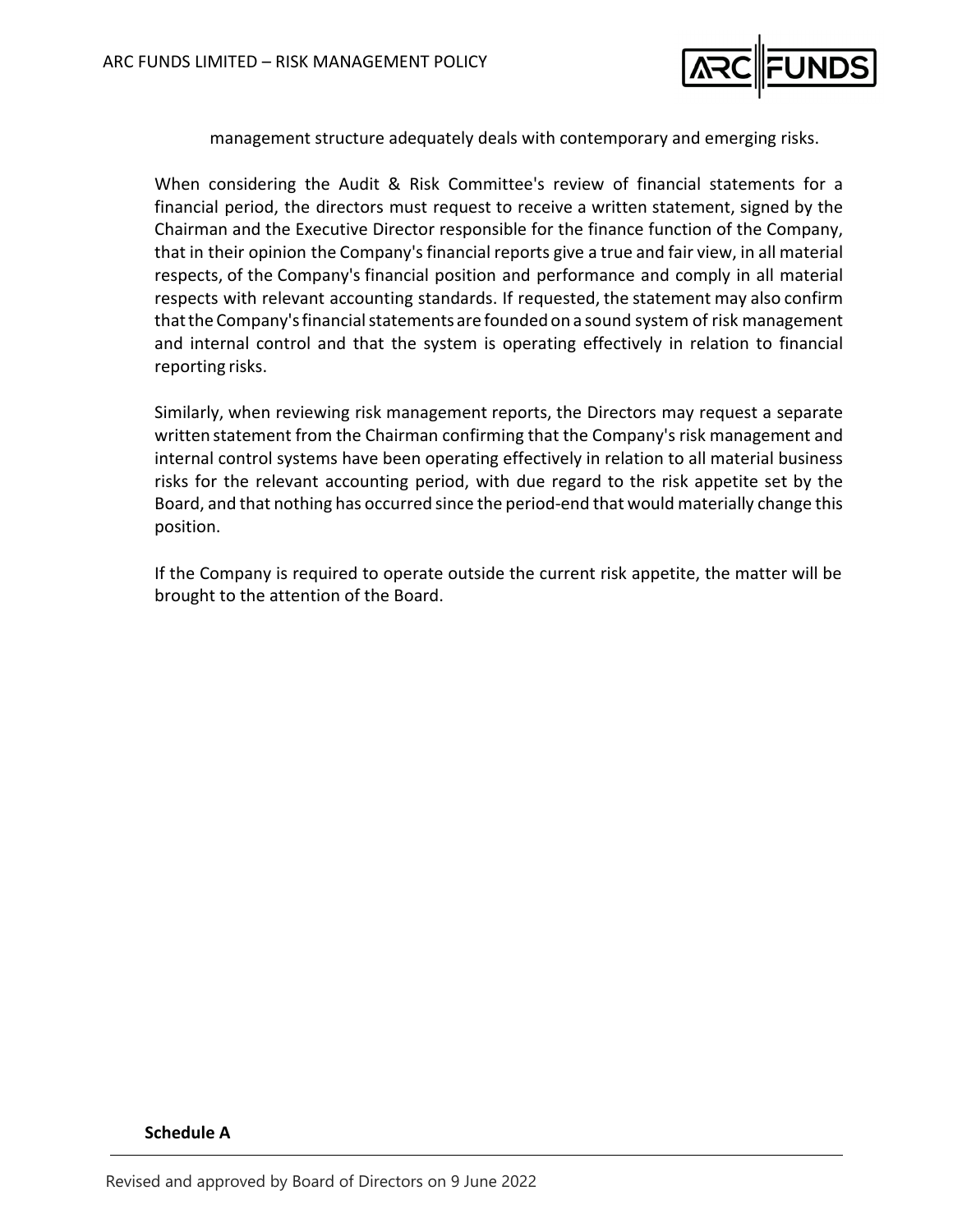management structure adequately deals with contemporary and emerging risks.

When considering the Audit & Risk Committee's review of financial statements for a financial period, the directors must request to receive a written statement, signed by the Chairman and the Executive Director responsible for the finance function of the Company, that in their opinion the Company's financial reports give a true and fair view, in all material respects, of the Company's financial position and performance and comply in all material respects with relevant accounting standards. If requested, the statement may also confirm that the Company's financial statements are founded on a sound system of risk management and internal control and that the system is operating effectively in relation to financial reporting risks.

Similarly, when reviewing risk management reports, the Directors may request a separate written statement from the Chairman confirming that the Company's risk management and internal control systems have been operating effectively in relation to all material business risks for the relevant accounting period, with due regard to the risk appetite set by the Board, and that nothing has occurred since the period-end that would materially change this position.

If the Company is required to operate outside the current risk appetite, the matter will be brought to the attention of the Board.

**Schedule A**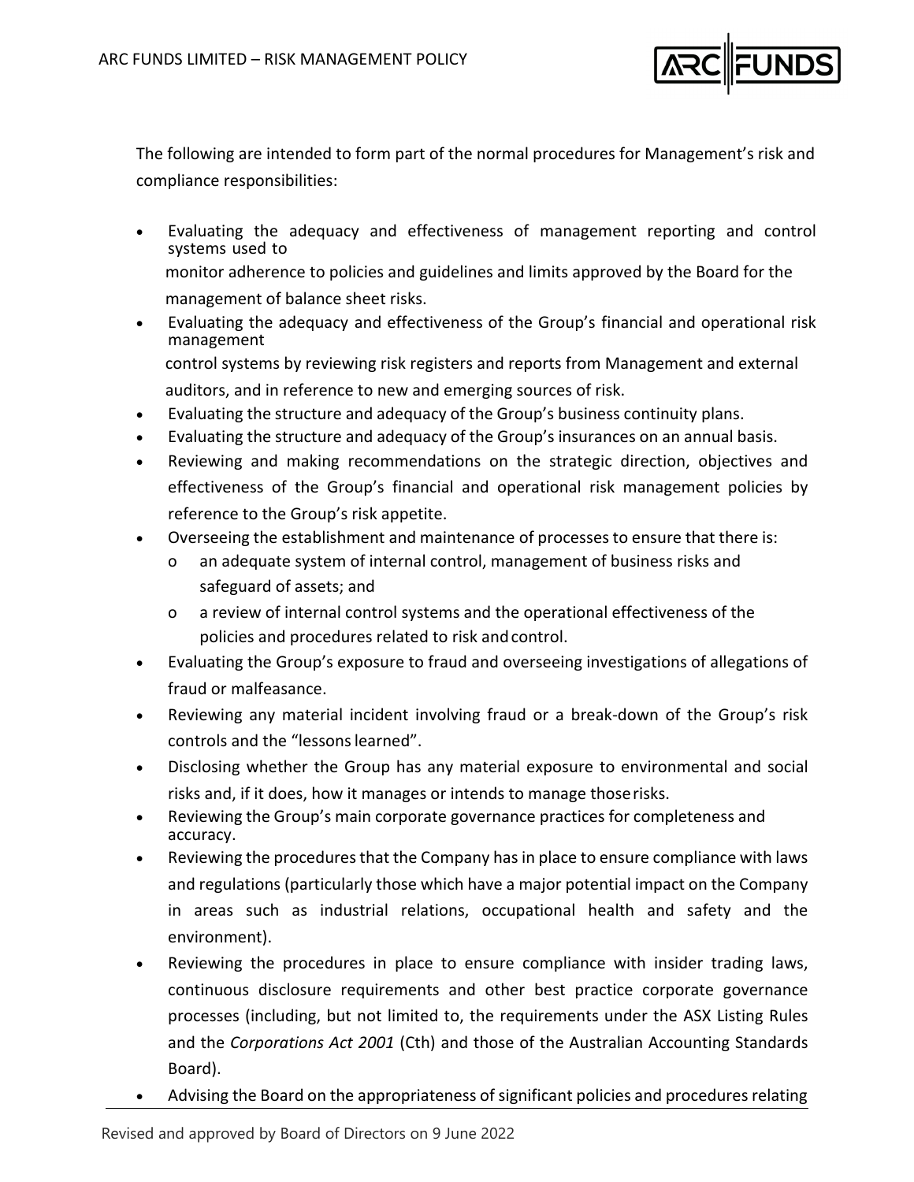The following are intended to form part of the normal procedures for Management's risk and compliance responsibilities:

- Evaluating the adequacy and effectiveness of management reporting and control systems used to monitor adherence to policies and guidelines and limits approved by the Board for the management of balance sheet risks.
- Evaluating the adequacy and effectiveness of the Group's financial and operational risk management control systems by reviewing risk registers and reports from Management and external auditors, and in reference to new and emerging sources of risk.
- Evaluating the structure and adequacy of the Group's business continuity plans.
- Evaluating the structure and adequacy of the Group's insurances on an annual basis.
- Reviewing and making recommendations on the strategic direction, objectives and effectiveness of the Group's financial and operational risk management policies by reference to the Group's risk appetite.
- Overseeing the establishment and maintenance of processes to ensure that there is:
    - an adequate system of internal control, management of business risks and safeguard of assets; and
    - a review of internal control systems and the operational effectiveness of the policies and procedures related to risk and control.
- Evaluating the Group's exposure to fraud and overseeing investigations of allegations of fraud or malfeasance.
- Reviewing any material incident involving fraud or a break-down of the Group's risk controls and the "lessons learned".
- Disclosing whether the Group has any material exposure to environmental and social risks and, if it does, how it manages or intends to manage those risks.
- Reviewing the Group's main corporate governance practices for completeness and accuracy.
- Reviewing the procedures that the Company has in place to ensure compliance with laws and regulations (particularly those which have a major potential impact on the Company in areas such as industrial relations, occupational health and safety and the environment).
- Reviewing the procedures in place to ensure compliance with insider trading laws, continuous disclosure requirements and other best practice corporate governance processes (including, but not limited to, the requirements under the ASX Listing Rules and the *Corporations Act 2001* (Cth) and those of the Australian Accounting Standards Board).
- Advising the Board on the appropriateness of significant policies and procedures relating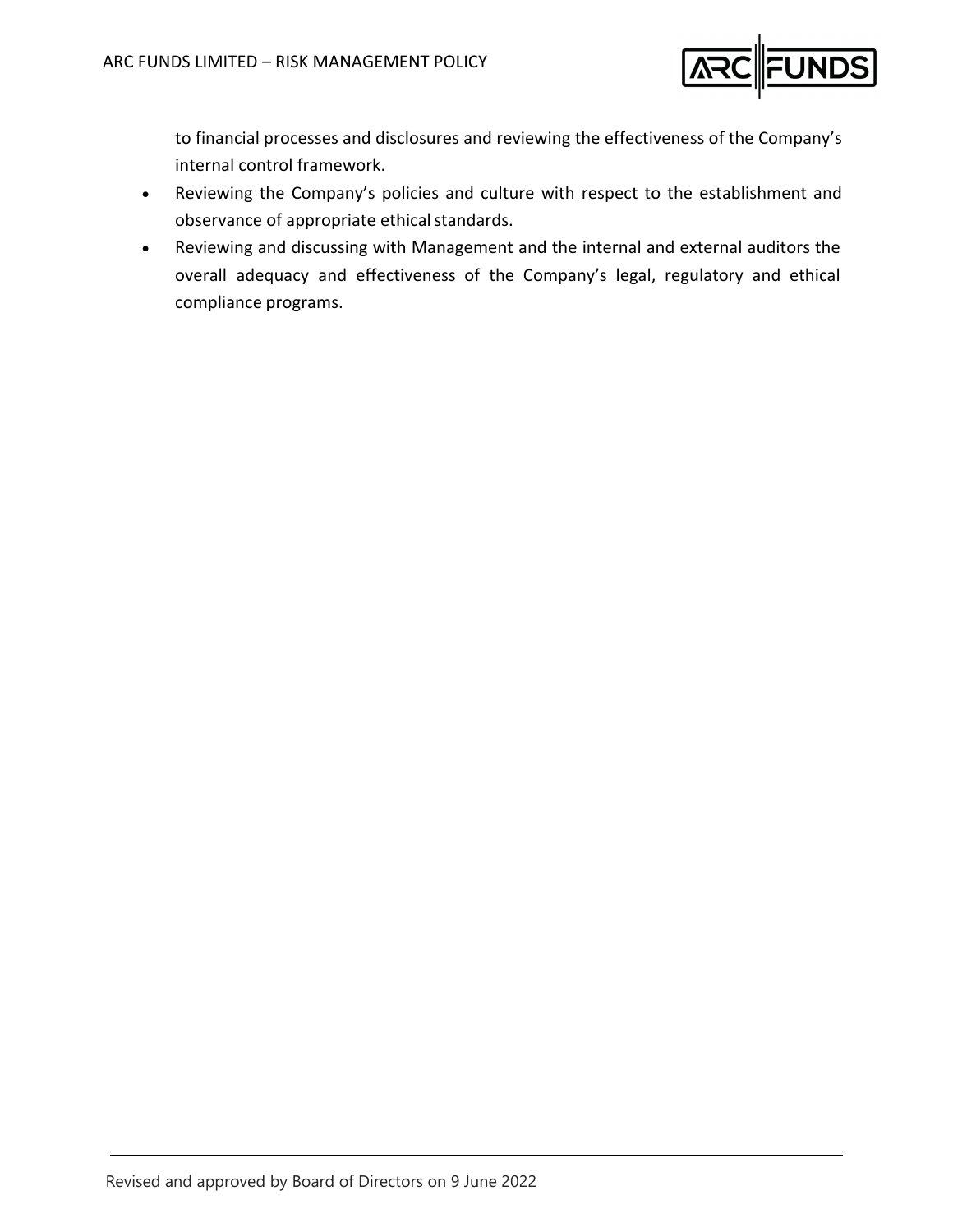to financial processes and disclosures and reviewing the effectiveness of the Company's internal control framework.

- Reviewing the Company's policies and culture with respect to the establishment and observance of appropriate ethical standards.
- Reviewing and discussing with Management and the internal and external auditors the overall adequacy and effectiveness of the Company's legal, regulatory and ethical compliance programs.